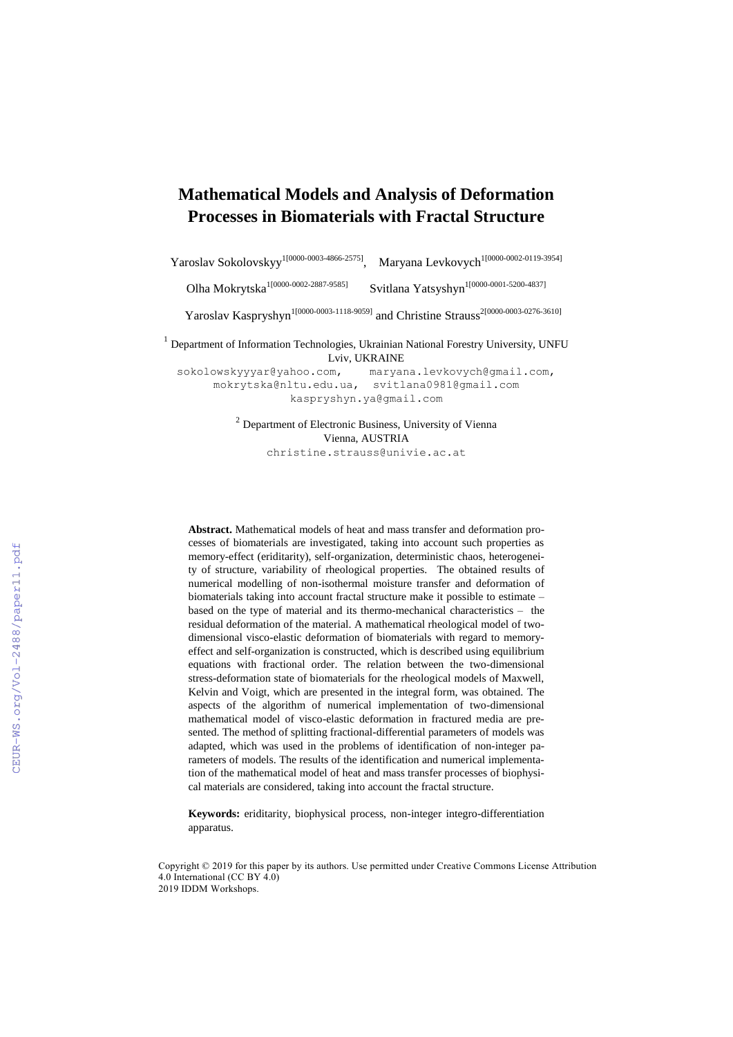# Mathematical Models and Analysis of Deformation Processes in Biomaterials with Fractal Structure

Yaroslav Sokolovskyy[1[0000-0003-4866-2575]], Maryana Levkovych[1[0000-0002-0119-3954]]

Olha Mokrytska[1[0000-0002-2887-9585]] Svitlana Yatsyshyn[1[0000-0001-5200-4837]]

Yaroslav Kaspryshyn[1[0000-0003-1118-9059]] and Christine Strauss[2[0000-0003-0276-3610]]

[1] Department of Information Technologies, Ukrainian National Forestry University, UNFU Lviv, UKRAINE

sokolowskyyyar@yahoo.com, maryana.levkovych@gmail.com, mokrytska@nltu.edu.ua, svitlana0981@gmail.com kaspryshyn.ya@gmail.com

[2] Department of Electronic Business, University of Vienna Vienna, AUSTRIA

christine.strauss@univie.ac.at

**Abstract.** Mathematical models of heat and mass transfer and deformation processes of biomaterials are investigated, taking into account such properties as memory-effect (eriditarity), self-organization, deterministic chaos, heterogeneity of structure, variability of rheological properties. The obtained results of numerical modelling of non-isothermal moisture transfer and deformation of biomaterials taking into account fractal structure make it possible to estimate – based on the type of material and its thermo-mechanical characteristics – the residual deformation of the material. A mathematical rheological model of two-dimensional visco-elastic deformation of biomaterials with regard to memory-effect and self-organization is constructed, which is described using equilibrium equations with fractional order. The relation between the two-dimensional stress-deformation state of biomaterials for the rheological models of Maxwell, Kelvin and Voigt, which are presented in the integral form, was obtained. The aspects of the algorithm of numerical implementation of two-dimensional mathematical model of visco-elastic deformation in fractured media are presented. The method of splitting fractional-differential parameters of models was adapted, which was used in the problems of identification of non-integer parameters of models. The results of the identification and numerical implementation of the mathematical model of heat and mass transfer processes of biophysical materials are considered, taking into account the fractal structure.

**Keywords:** eriditarity, biophysical process, non-integer integro-differentiation apparatus.

Copyright © 2019 for this paper by its authors. Use permitted under Creative Commons License Attribution 4.0 International (CC BY 4.0)
2019 IDDM Workshops.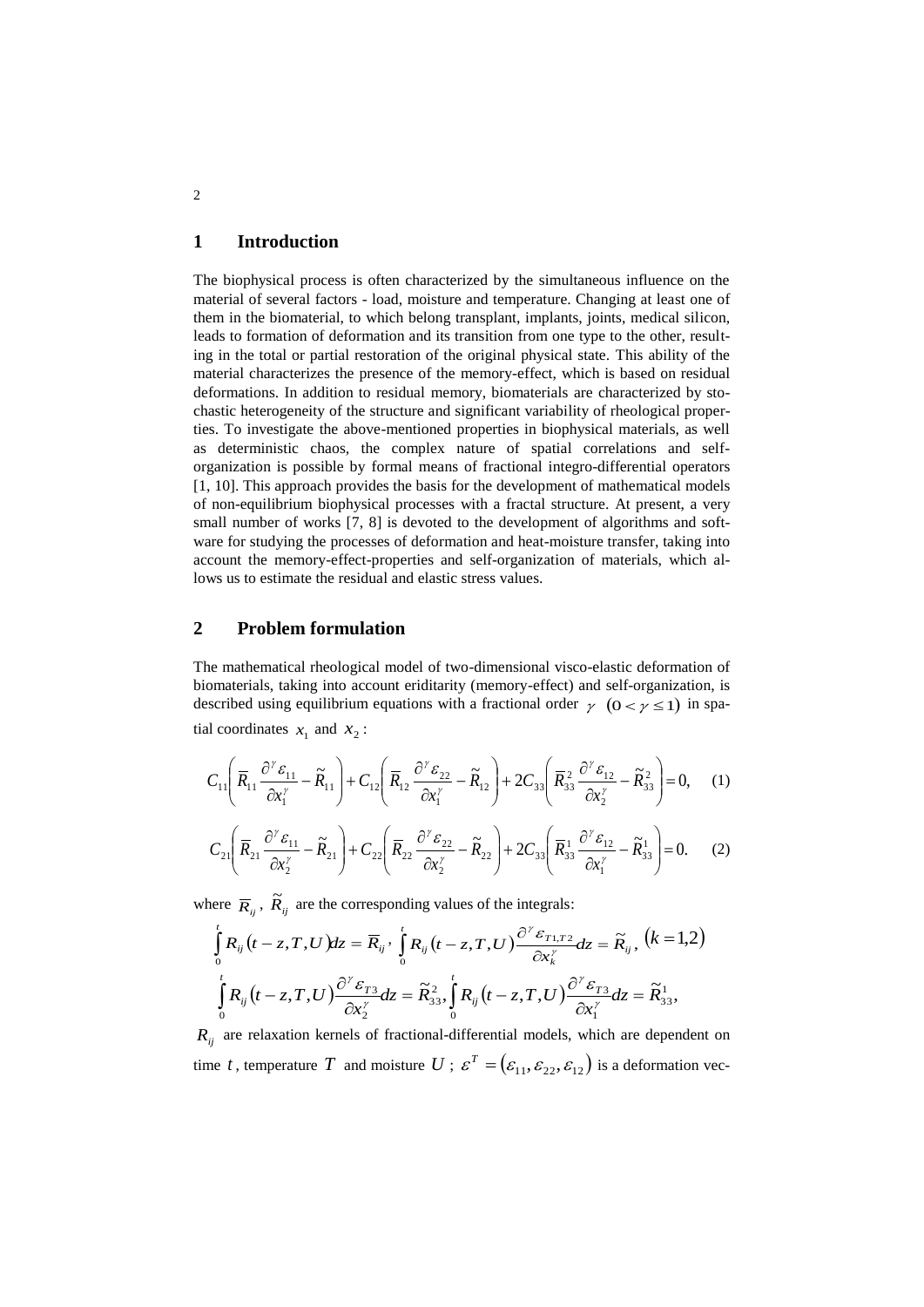## 1 Introduction

The biophysical process is often characterized by the simultaneous influence on the material of several factors - load, moisture and temperature. Changing at least one of them in the biomaterial, to which belong transplant, implants, joints, medical silicon, leads to formation of deformation and its transition from one type to the other, resulting in the total or partial restoration of the original physical state. This ability of the material characterizes the presence of the memory-effect, which is based on residual deformations. In addition to residual memory, biomaterials are characterized by stochastic heterogeneity of the structure and significant variability of rheological properties. To investigate the above-mentioned properties in biophysical materials, as well as deterministic chaos, the complex nature of spatial correlations and self-organization is possible by formal means of fractional integro-differential operators [1, 10]. This approach provides the basis for the development of mathematical models of non-equilibrium biophysical processes with a fractal structure. At present, a very small number of works [7, 8] is devoted to the development of algorithms and software for studying the processes of deformation and heat-moisture transfer, taking into account the memory-effect-properties and self-organization of materials, which allows us to estimate the residual and elastic stress values.

## 2 Problem formulation

The mathematical rheological model of two-dimensional visco-elastic deformation of biomaterials, taking into account eriditarity (memory-effect) and self-organization, is described using equilibrium equations with a fractional order $\gamma$ $(0<\gamma\le 1)$ in spatial coordinates $x_1$ and $x_2$:

$$C_{11}\left(\overline{R}_{11}\frac{\partial^{\gamma}\varepsilon_{11}}{\partial x_1^{\gamma}}-\widetilde{R}_{11}\right)+C_{12}\left(\overline{R}_{12}\frac{\partial^{\gamma}\varepsilon_{22}}{\partial x_1^{\gamma}}-\widetilde{R}_{12}\right)+2C_{33}\left(\overline{R}_{33}^{2}\frac{\partial^{\gamma}\varepsilon_{12}}{\partial x_2^{\gamma}}-\widetilde{R}_{33}^{2}\right)=0, \quad (1)$$

$$C_{21}\left(\overline{R}_{21}\frac{\partial^{\gamma}\varepsilon_{11}}{\partial x_2^{\gamma}}-\widetilde{R}_{21}\right)+C_{22}\left(\overline{R}_{22}\frac{\partial^{\gamma}\varepsilon_{22}}{\partial x_2^{\gamma}}-\widetilde{R}_{22}\right)+2C_{33}\left(\overline{R}_{33}^{1}\frac{\partial^{\gamma}\varepsilon_{12}}{\partial x_1^{\gamma}}-\widetilde{R}_{33}^{1}\right)=0. \quad (2)$$

where $\overline{R}_{ij}$, $\widetilde{R}_{ij}$ are the corresponding values of the integrals:

$$\int_0^t R_{ij}(t-z,T,U)dz=\overline{R}_{ij},\ \int_0^t R_{ij}(t-z,T,U)\frac{\partial^{\gamma}\varepsilon_{T1,T2}}{\partial x_k^{\gamma}}dz=\widetilde{R}_{ij},\ (k=1,2)$$

$$\int_0^t R_{ij}(t-z,T,U)\frac{\partial^{\gamma}\varepsilon_{T3}}{\partial x_2^{\gamma}}dz=\widetilde{R}_{33}^{2},\ \int_0^t R_{ij}(t-z,T,U)\frac{\partial^{\gamma}\varepsilon_{T3}}{\partial x_1^{\gamma}}dz=\widetilde{R}_{33}^{1},$$

$R_{ij}$ are relaxation kernels of fractional-differential models, which are dependent on time $t$, temperature $T$ and moisture $U$; $\varepsilon^{T}=(\varepsilon_{11},\varepsilon_{22},\varepsilon_{12})$ is a deformation vec-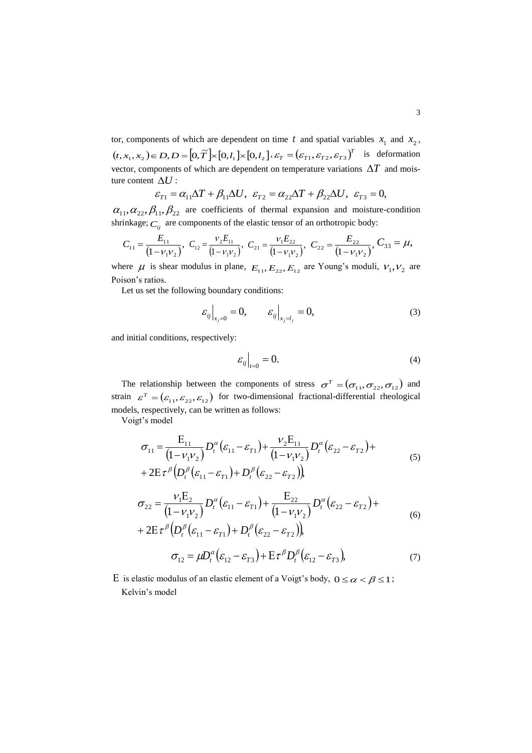tor, components of which are dependent on time $t$ and spatial variables $x_1$ and $x_2$, $(t, x_1, x_2) \in D, D = [0, \widetilde{T}] \times [0, l_1] \times [0, l_2]$, $\varepsilon_T = (\varepsilon_{T1}, \varepsilon_{T2}, \varepsilon_{T3})^T$ is deformation vector, components of which are dependent on temperature variations $\Delta T$ and moisture content $\Delta U$:

$$\varepsilon_{T1} = \alpha_{11}\Delta T + \beta_{11}\Delta U, \ \ \varepsilon_{T2} = \alpha_{22}\Delta T + \beta_{22}\Delta U, \ \ \varepsilon_{T3} = 0,$$

$\alpha_{11}, \alpha_{22}, \beta_{11}, \beta_{22}$ are coefficients of thermal expansion and moisture-condition shrinkage; $C_{ij}$ are components of the elastic tensor of an orthotropic body:

$$C_{11} = \frac{E_{11}}{(1-\nu_1\nu_2)}, \ C_{12} = \frac{\nu_2 E_{11}}{(1-\nu_1\nu_2)}, \ C_{21} = \frac{\nu_1 E_{22}}{(1-\nu_1\nu_2)}, \ C_{22} = \frac{E_{22}}{(1-\nu_1\nu_2)}, \ C_{33} = \mu,$$

where $\mu$ is shear modulus in plane, $E_{11}, E_{22}, E_{12}$ are Young's moduli, $\nu_1, \nu_2$ are Poison's ratios.

Let us set the following boundary conditions:

$$\left.\varepsilon_{ij}\right|_{x_j=0} = 0, \qquad \left.\varepsilon_{ij}\right|_{x_j=l_j} = 0, \tag{3}$$

and initial conditions, respectively:

$$\left.\varepsilon_{ij}\right|_{t=0} = 0. \tag{4}$$

The relationship between the components of stress $\sigma^T = (\sigma_{11}, \sigma_{22}, \sigma_{12})$ and strain $\varepsilon^T = (\varepsilon_{11}, \varepsilon_{22}, \varepsilon_{12})$ for two-dimensional fractional-differential rheological models, respectively, can be written as follows:

Voigt's model

$$\begin{aligned} \sigma_{11} = {} & \frac{\mathrm{E}_{11}}{(1-\nu_1\nu_2)} D_t^{\alpha}(\varepsilon_{11} - \varepsilon_{T1}) + \frac{\nu_2 \mathrm{E}_{11}}{(1-\nu_1\nu_2)} D_t^{\alpha}(\varepsilon_{22} - \varepsilon_{T2}) + \\ & + 2\mathrm{E}\tau^{\beta}\left(D_t^{\beta}(\varepsilon_{11} - \varepsilon_{T1}) + D_t^{\beta}(\varepsilon_{22} - \varepsilon_{T2})\right), \end{aligned} \tag{5}$$

$$\begin{aligned} \sigma_{22} = {} & \frac{\nu_1 \mathrm{E}_2}{(1-\nu_1\nu_2)} D_t^{\alpha}(\varepsilon_{11} - \varepsilon_{T1}) + \frac{\mathrm{E}_{22}}{(1-\nu_1\nu_2)} D_t^{\alpha}(\varepsilon_{22} - \varepsilon_{T2}) + \\ & + 2\mathrm{E}\tau^{\beta}\left(D_t^{\beta}(\varepsilon_{11} - \varepsilon_{T1}) + D_t^{\beta}(\varepsilon_{22} - \varepsilon_{T2})\right), \end{aligned} \tag{6}$$

$$\sigma_{12} = \mu D_t^{\alpha}(\varepsilon_{12} - \varepsilon_{T3}) + \mathrm{E}\tau^{\beta} D_t^{\beta}(\varepsilon_{12} - \varepsilon_{T3}), \tag{7}$$

$\mathrm{E}$ is elastic modulus of an elastic element of a Voigt's body, $0 \le \alpha < \beta \le 1$;

Kelvin's model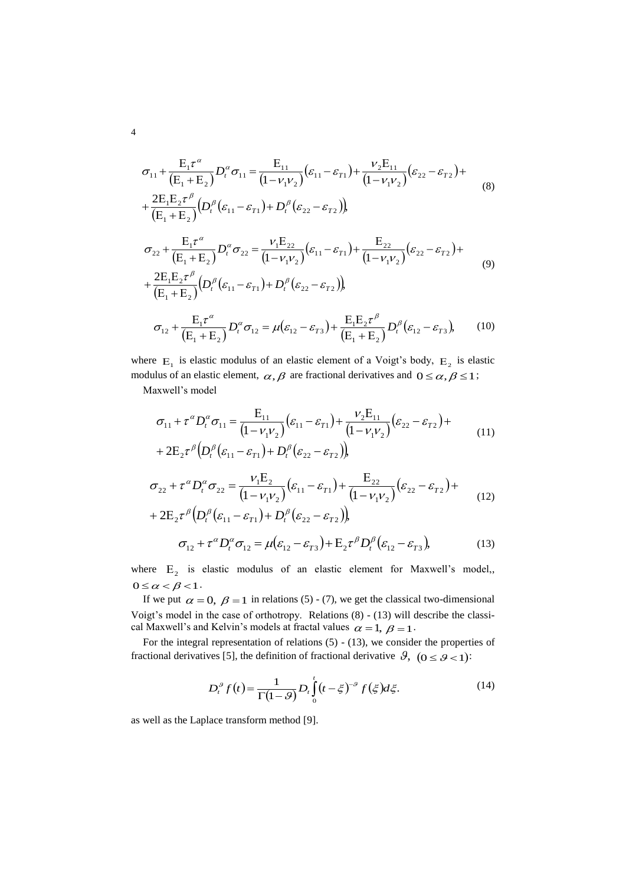$$\sigma_{11}+\frac{\mathrm{E}_1\tau^{\alpha}}{(\mathrm{E}_1+\mathrm{E}_2)}D_t^{\alpha}\sigma_{11}=\frac{\mathrm{E}_{11}}{(1-\nu_1\nu_2)}(\varepsilon_{11}-\varepsilon_{T1})+\frac{\nu_2\mathrm{E}_{11}}{(1-\nu_1\nu_2)}(\varepsilon_{22}-\varepsilon_{T2})+$$
$$+\frac{2\mathrm{E}_1\mathrm{E}_2\tau^{\beta}}{(\mathrm{E}_1+\mathrm{E}_2)}\left(D_t^{\beta}(\varepsilon_{11}-\varepsilon_{T1})+D_t^{\beta}(\varepsilon_{22}-\varepsilon_{T2})\right), \tag{8}$$

$$\sigma_{22}+\frac{\mathrm{E}_1\tau^{\alpha}}{(\mathrm{E}_1+\mathrm{E}_2)}D_t^{\alpha}\sigma_{22}=\frac{\nu_1\mathrm{E}_{22}}{(1-\nu_1\nu_2)}(\varepsilon_{11}-\varepsilon_{T1})+\frac{\mathrm{E}_{22}}{(1-\nu_1\nu_2)}(\varepsilon_{22}-\varepsilon_{T2})+$$
$$+\frac{2\mathrm{E}_1\mathrm{E}_2\tau^{\beta}}{(\mathrm{E}_1+\mathrm{E}_2)}\left(D_t^{\beta}(\varepsilon_{11}-\varepsilon_{T1})+D_t^{\beta}(\varepsilon_{22}-\varepsilon_{T2})\right), \tag{9}$$

$$\sigma_{12}+\frac{\mathrm{E}_1\tau^{\alpha}}{(\mathrm{E}_1+\mathrm{E}_2)}D_t^{\alpha}\sigma_{12}=\mu(\varepsilon_{12}-\varepsilon_{T3})+\frac{\mathrm{E}_1\mathrm{E}_2\tau^{\beta}}{(\mathrm{E}_1+\mathrm{E}_2)}D_t^{\beta}(\varepsilon_{12}-\varepsilon_{T3}), \tag{10}$$

where $\mathrm{E}_1$ is elastic modulus of an elastic element of a Voigt's body, $\mathrm{E}_2$ is elastic modulus of an elastic element, $\alpha,\beta$ are fractional derivatives and $0\le\alpha,\beta\le 1$;

Maxwell's model

$$\sigma_{11}+\tau^{\alpha}D_t^{\alpha}\sigma_{11}=\frac{\mathrm{E}_{11}}{(1-\nu_1\nu_2)}(\varepsilon_{11}-\varepsilon_{T1})+\frac{\nu_2\mathrm{E}_{11}}{(1-\nu_1\nu_2)}(\varepsilon_{22}-\varepsilon_{T2})+$$
$$+2\mathrm{E}_2\tau^{\beta}\left(D_t^{\beta}(\varepsilon_{11}-\varepsilon_{T1})+D_t^{\beta}(\varepsilon_{22}-\varepsilon_{T2})\right), \tag{11}$$

$$\sigma_{22}+\tau^{\alpha}D_t^{\alpha}\sigma_{22}=\frac{\nu_1\mathrm{E}_2}{(1-\nu_1\nu_2)}(\varepsilon_{11}-\varepsilon_{T1})+\frac{\mathrm{E}_{22}}{(1-\nu_1\nu_2)}(\varepsilon_{22}-\varepsilon_{T2})+$$
$$+2\mathrm{E}_2\tau^{\beta}\left(D_t^{\beta}(\varepsilon_{11}-\varepsilon_{T1})+D_t^{\beta}(\varepsilon_{22}-\varepsilon_{T2})\right), \tag{12}$$

$$\sigma_{12}+\tau^{\alpha}D_t^{\alpha}\sigma_{12}=\mu(\varepsilon_{12}-\varepsilon_{T3})+\mathrm{E}_2\tau^{\beta}D_t^{\beta}(\varepsilon_{12}-\varepsilon_{T3}), \tag{13}$$

where $\mathrm{E}_2$ is elastic modulus of an elastic element for Maxwell's model,, $0\le\alpha<\beta<1$.

If we put $\alpha=0,\ \beta=1$ in relations (5) - (7), we get the classical two-dimensional Voigt's model in the case of orthotropy. Relations (8) - (13) will describe the classical Maxwell's and Kelvin's models at fractal values $\alpha=1,\ \beta=1$.

For the integral representation of relations (5) - (13), we consider the properties of fractional derivatives [5], the definition of fractional derivative $\vartheta,\ (0\le\vartheta<1)$:

$$D_t^{\vartheta}f(t)=\frac{1}{\Gamma(1-\vartheta)}D_t\int_0^t(t-\xi)^{-\vartheta}f(\xi)d\xi. \tag{14}$$

as well as the Laplace transform method [9].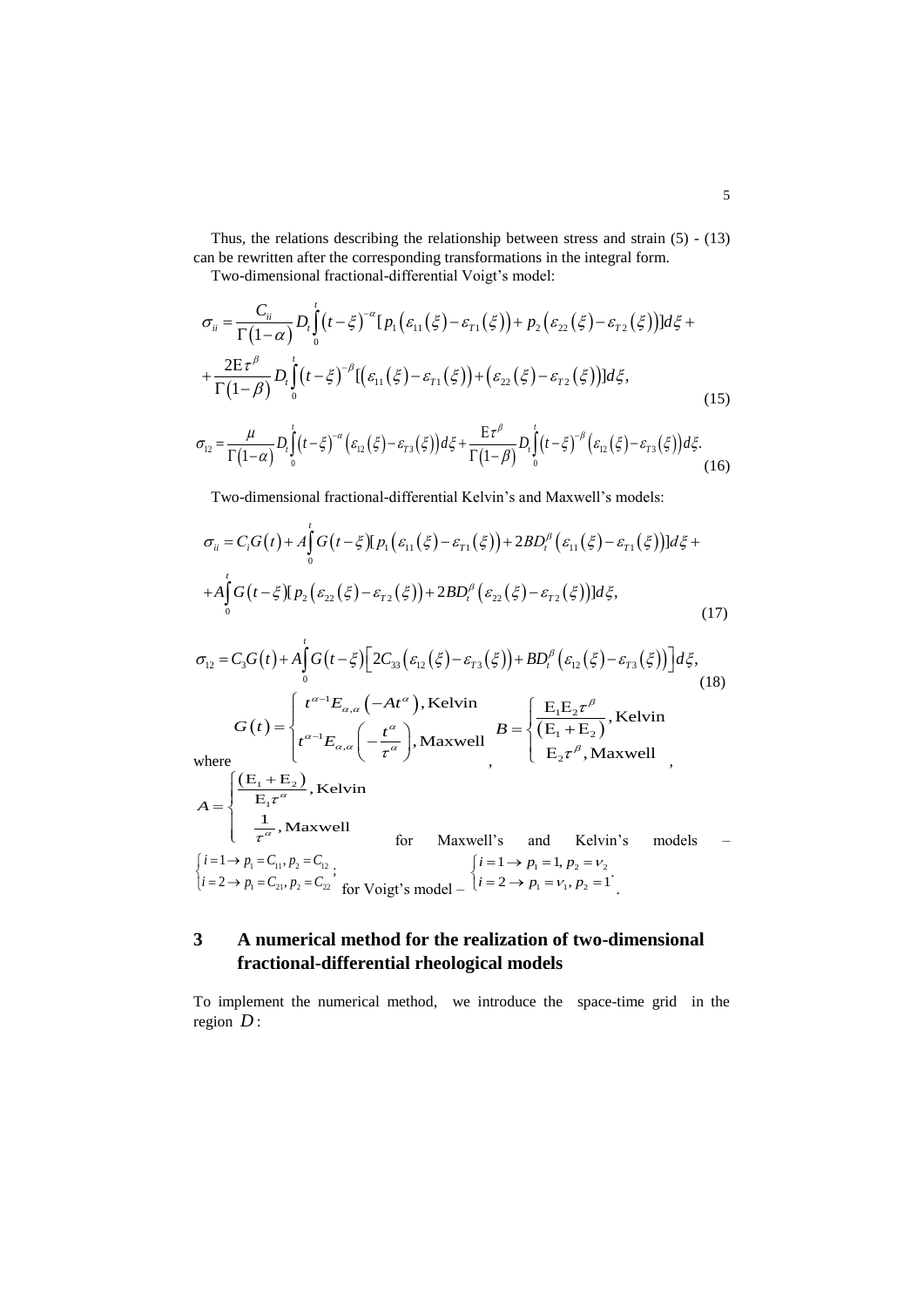Thus, the relations describing the relationship between stress and strain (5) - (13) can be rewritten after the corresponding transformations in the integral form.

Two-dimensional fractional-differential Voigt's model:

$$\sigma_{ii} = \frac{C_{ii}}{\Gamma(1-\alpha)} D_t \int_0^t (t-\xi)^{-\alpha} [p_1(\varepsilon_{11}(\xi) - \varepsilon_{T1}(\xi)) + p_2(\varepsilon_{22}(\xi) - \varepsilon_{T2}(\xi))] d\xi +$$
$$+ \frac{2\mathrm{E}\tau^{\beta}}{\Gamma(1-\beta)} D_t \int_0^t (t-\xi)^{-\beta} [(\varepsilon_{11}(\xi) - \varepsilon_{T1}(\xi)) + (\varepsilon_{22}(\xi) - \varepsilon_{T2}(\xi))] d\xi, \tag{15}$$

$$\sigma_{12} = \frac{\mu}{\Gamma(1-\alpha)} D_t \int_0^t (t-\xi)^{-\alpha} (\varepsilon_{12}(\xi) - \varepsilon_{T3}(\xi)) d\xi + \frac{\mathrm{E}\tau^{\beta}}{\Gamma(1-\beta)} D_t \int_0^t (t-\xi)^{-\beta} (\varepsilon_{12}(\xi) - \varepsilon_{T3}(\xi)) d\xi. \tag{16}$$

Two-dimensional fractional-differential Kelvin's and Maxwell's models:

$$\sigma_{ii} = C_i G(t) + A \int_0^t G(t-\xi) [p_1(\varepsilon_{11}(\xi) - \varepsilon_{T1}(\xi)) + 2BD_t^{\beta}(\varepsilon_{11}(\xi) - \varepsilon_{T1}(\xi))] d\xi +$$
$$+ A \int_0^t G(t-\xi) [p_2(\varepsilon_{22}(\xi) - \varepsilon_{T2}(\xi)) + 2BD_t^{\beta}(\varepsilon_{22}(\xi) - \varepsilon_{T2}(\xi))] d\xi, \tag{17}$$

$$\sigma_{12} = C_3 G(t) + A \int_0^t G(t-\xi) \Big[ 2C_{33}(\varepsilon_{12}(\xi) - \varepsilon_{T3}(\xi)) + BD_t^{\beta}(\varepsilon_{12}(\xi) - \varepsilon_{T3}(\xi)) \Big] d\xi, \tag{18}$$

where
$$G(t) = \begin{cases} t^{\alpha-1} E_{\alpha,\alpha}(-At^{\alpha}), \text{Kelvin} \\ t^{\alpha-1} E_{\alpha,\alpha}\left(-\dfrac{t^{\alpha}}{\tau^{\alpha}}\right), \text{Maxwell} \end{cases}, \quad B = \begin{cases} \dfrac{\mathrm{E}_1 \mathrm{E}_2 \tau^{\beta}}{(\mathrm{E}_1 + \mathrm{E}_2)}, \text{Kelvin} \\ \mathrm{E}_2 \tau^{\beta}, \text{Maxwell} \end{cases},$$

$$A = \begin{cases} \dfrac{(\mathrm{E}_1 + \mathrm{E}_2)}{\mathrm{E}_1 \tau^{\alpha}}, \text{Kelvin} \\ \dfrac{1}{\tau^{\alpha}}, \text{Maxwell} \end{cases}$$ for Maxwell's and Kelvin's models – $\begin{cases} i=1 \to p_1 = C_{11}, p_2 = C_{12} \\ i=2 \to p_1 = C_{21}, p_2 = C_{22} \end{cases}$; for Voigt's model – $\begin{cases} i=1 \to p_1 = 1, p_2 = \nu_2 \\ i=2 \to p_1 = \nu_1, p_2 = 1 \end{cases}$.

## 3 A numerical method for the realization of two-dimensional fractional-differential rheological models

To implement the numerical method, we introduce the space-time grid in the region $D$: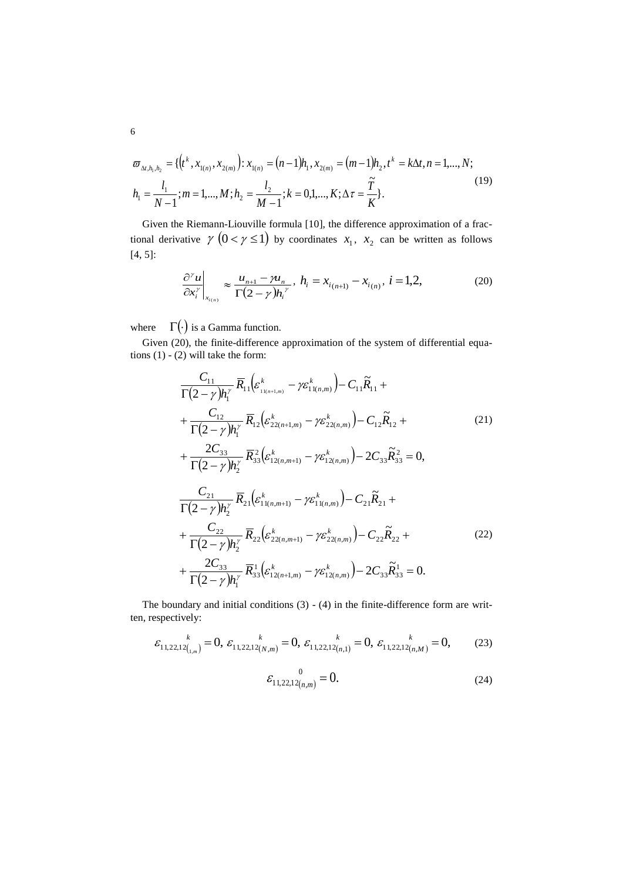$$\varpi_{\Delta t,h_1,h_2} = \{(t^k, x_{1(n)}, x_{2(m)}) : x_{1(n)} = (n-1)h_1, x_{2(m)} = (m-1)h_2, t^k = k\Delta t, n = 1,..., N;$$
$$h_1 = \frac{l_1}{N-1}; m = 1,..., M; h_2 = \frac{l_2}{M-1}; k = 0,1,..., K; \Delta\tau = \frac{\tilde{T}}{K}\}. \tag{19}$$

Given the Riemann-Liouville formula [10], the difference approximation of a fractional derivative $\gamma \ (0 < \gamma \le 1)$ by coordinates $x_1$, $x_2$ can be written as follows [4, 5]:

$$\left.\frac{\partial^\gamma u}{\partial x_i^\gamma}\right|_{x_{i(n)}} \approx \frac{u_{n+1} - \gamma u_n}{\Gamma(2-\gamma) h_i^\gamma}, \ h_i = x_{i(n+1)} - x_{i(n)}, \ i = 1,2, \tag{20}$$

where $\Gamma(\cdot)$ is a Gamma function.

Given (20), the finite-difference approximation of the system of differential equations (1) - (2) will take the form:

$$\begin{aligned}
&\frac{C_{11}}{\Gamma(2-\gamma)h_1^\gamma}\overline{R}_{11}\left(\varepsilon^k_{11(n+1,m)} - \gamma\varepsilon^k_{11(n,m)}\right) - C_{11}\tilde{R}_{11} + \\
&+ \frac{C_{12}}{\Gamma(2-\gamma)h_1^\gamma}\overline{R}_{12}\left(\varepsilon^k_{22(n+1,m)} - \gamma\varepsilon^k_{22(n,m)}\right) - C_{12}\tilde{R}_{12} + \\
&+ \frac{2C_{33}}{\Gamma(2-\gamma)h_2^\gamma}\overline{R}^2_{33}\left(\varepsilon^k_{12(n,m+1)} - \gamma\varepsilon^k_{12(n,m)}\right) - 2C_{33}\tilde{R}^2_{33} = 0,
\end{aligned} \tag{21}$$

$$\begin{aligned}
&\frac{C_{21}}{\Gamma(2-\gamma)h_2^\gamma}\overline{R}_{21}\left(\varepsilon^k_{11(n,m+1)} - \gamma\varepsilon^k_{11(n,m)}\right) - C_{21}\tilde{R}_{21} + \\
&+ \frac{C_{22}}{\Gamma(2-\gamma)h_2^\gamma}\overline{R}_{22}\left(\varepsilon^k_{22(n,m+1)} - \gamma\varepsilon^k_{22(n,m)}\right) - C_{22}\tilde{R}_{22} + \\
&+ \frac{2C_{33}}{\Gamma(2-\gamma)h_1^\gamma}\overline{R}^1_{33}\left(\varepsilon^k_{12(n+1,m)} - \gamma\varepsilon^k_{12(n,m)}\right) - 2C_{33}\tilde{R}^1_{33} = 0.
\end{aligned} \tag{22}$$

The boundary and initial conditions (3) - (4) in the finite-difference form are written, respectively:

$$\overset{k}{\varepsilon}_{11,22,12(1,m)} = 0, \ \overset{k}{\varepsilon}_{11,22,12(N,m)} = 0, \ \overset{k}{\varepsilon}_{11,22,12(n,1)} = 0, \ \overset{k}{\varepsilon}_{11,22,12(n,M)} = 0, \tag{23}$$

$$\overset{0}{\varepsilon}_{11,22,12(n,m)} = 0. \tag{24}$$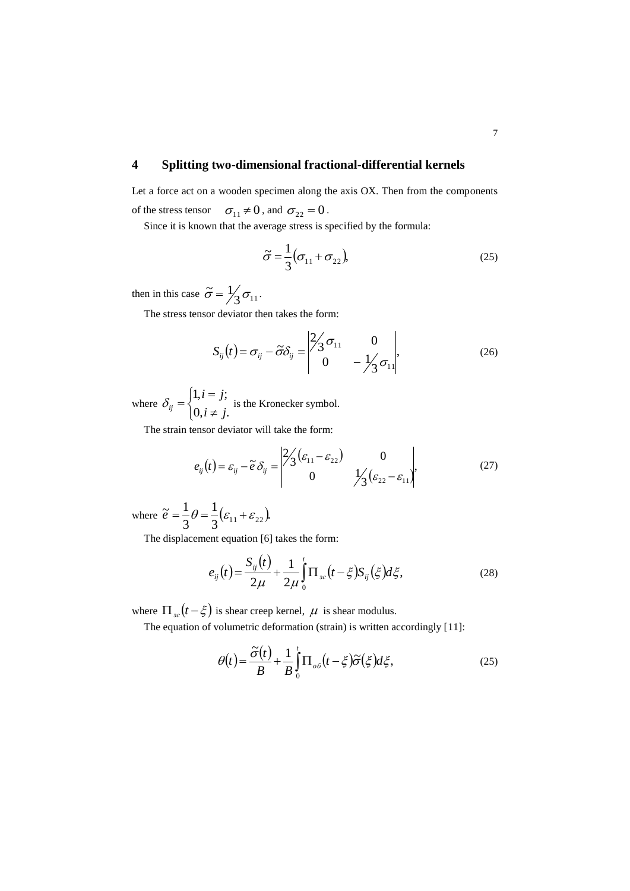## 4 Splitting two-dimensional fractional-differential kernels

Let a force act on a wooden specimen along the axis OX. Then from the components of the stress tensor $\sigma_{11} \neq 0$, and $\sigma_{22} = 0$.

Since it is known that the average stress is specified by the formula:

$$\tilde{\sigma} = \frac{1}{3}(\sigma_{11} + \sigma_{22}), \tag{25}$$

then in this case $\tilde{\sigma} = \frac{1}{3}\sigma_{11}$.

The stress tensor deviator then takes the form:

$$S_{ij}(t) = \sigma_{ij} - \tilde{\sigma}\delta_{ij} = \begin{vmatrix} \frac{2}{3}\sigma_{11} & 0 \\ 0 & -\frac{1}{3}\sigma_{11} \end{vmatrix}, \tag{26}$$

where $\delta_{ij} = \begin{cases} 1, i = j; \\ 0, i \neq j. \end{cases}$ is the Kronecker symbol.

The strain tensor deviator will take the form:

$$e_{ij}(t) = \varepsilon_{ij} - \tilde{e}\,\delta_{ij} = \begin{vmatrix} \frac{2}{3}(\varepsilon_{11} - \varepsilon_{22}) & 0 \\ 0 & \frac{1}{3}(\varepsilon_{22} - \varepsilon_{11}) \end{vmatrix}, \tag{27}$$

where $\tilde{e} = \frac{1}{3}\theta = \frac{1}{3}(\varepsilon_{11} + \varepsilon_{22})$.

The displacement equation [6] takes the form:

$$e_{ij}(t) = \frac{S_{ij}(t)}{2\mu} + \frac{1}{2\mu}\int_0^t \Pi_{зс}(t-\xi) S_{ij}(\xi) d\xi, \tag{28}$$

where $\Pi_{зс}(t-\xi)$ is shear creep kernel, $\mu$ is shear modulus.

The equation of volumetric deformation (strain) is written accordingly [11]:

$$\theta(t) = \frac{\tilde{\sigma}(t)}{B} + \frac{1}{B}\int_0^t \Pi_{об}(t-\xi)\tilde{\sigma}(\xi) d\xi, \tag{25}$$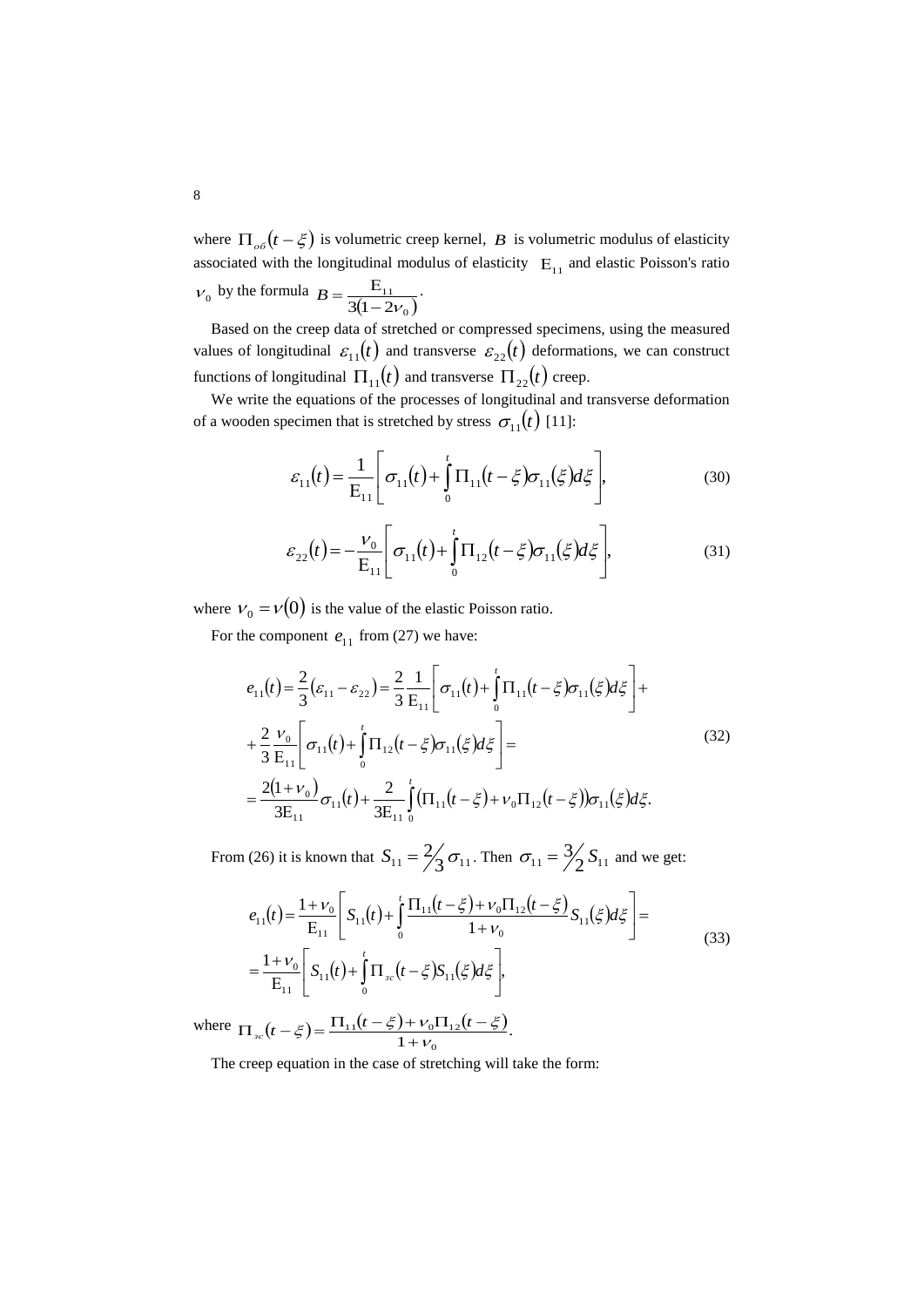where $\Pi_{o\delta}(t-\xi)$ is volumetric creep kernel, $B$ is volumetric modulus of elasticity associated with the longitudinal modulus of elasticity $\mathrm{E}_{11}$ and elastic Poisson's ratio $\nu_0$ by the formula $B = \frac{\mathrm{E}_{11}}{3(1-2\nu_0)}$.

Based on the creep data of stretched or compressed specimens, using the measured values of longitudinal $\varepsilon_{11}(t)$ and transverse $\varepsilon_{22}(t)$ deformations, we can construct functions of longitudinal $\Pi_{11}(t)$ and transverse $\Pi_{22}(t)$ creep.

We write the equations of the processes of longitudinal and transverse deformation of a wooden specimen that is stretched by stress $\sigma_{11}(t)$ [11]:

$$\varepsilon_{11}(t) = \frac{1}{\mathrm{E}_{11}}\left[\sigma_{11}(t) + \int_0^t \Pi_{11}(t-\xi)\sigma_{11}(\xi)d\xi\right], \tag{30}$$

$$\varepsilon_{22}(t) = -\frac{\nu_0}{\mathrm{E}_{11}}\left[\sigma_{11}(t) + \int_0^t \Pi_{12}(t-\xi)\sigma_{11}(\xi)d\xi\right], \tag{31}$$

where $\nu_0 = \nu(0)$ is the value of the elastic Poisson ratio.

For the component $e_{11}$ from (27) we have:

$$\begin{aligned}
e_{11}(t) &= \frac{2}{3}(\varepsilon_{11} - \varepsilon_{22}) = \frac{2}{3}\frac{1}{\mathrm{E}_{11}}\left[\sigma_{11}(t) + \int_0^t \Pi_{11}(t-\xi)\sigma_{11}(\xi)d\xi\right] + \\
&+ \frac{2}{3}\frac{\nu_0}{\mathrm{E}_{11}}\left[\sigma_{11}(t) + \int_0^t \Pi_{12}(t-\xi)\sigma_{11}(\xi)d\xi\right] = \\
&= \frac{2(1+\nu_0)}{3\mathrm{E}_{11}}\sigma_{11}(t) + \frac{2}{3\mathrm{E}_{11}}\int_0^t \left(\Pi_{11}(t-\xi) + \nu_0\Pi_{12}(t-\xi)\right)\sigma_{11}(\xi)d\xi.
\end{aligned} \tag{32}$$

From (26) it is known that $S_{11} = \frac{2}{3}\sigma_{11}$. Then $\sigma_{11} = \frac{3}{2}S_{11}$ and we get:

$$\begin{aligned}
e_{11}(t) &= \frac{1+\nu_0}{\mathrm{E}_{11}}\left[S_{11}(t) + \int_0^t \frac{\Pi_{11}(t-\xi) + \nu_0\Pi_{12}(t-\xi)}{1+\nu_0} S_{11}(\xi)d\xi\right] = \\
&= \frac{1+\nu_0}{\mathrm{E}_{11}}\left[S_{11}(t) + \int_0^t \Pi_{\text{зс}}(t-\xi)S_{11}(\xi)d\xi\right],
\end{aligned} \tag{33}$$

where $\Pi_{\text{зс}}(t-\xi) = \frac{\Pi_{11}(t-\xi) + \nu_0\Pi_{12}(t-\xi)}{1+\nu_0}$.

The creep equation in the case of stretching will take the form: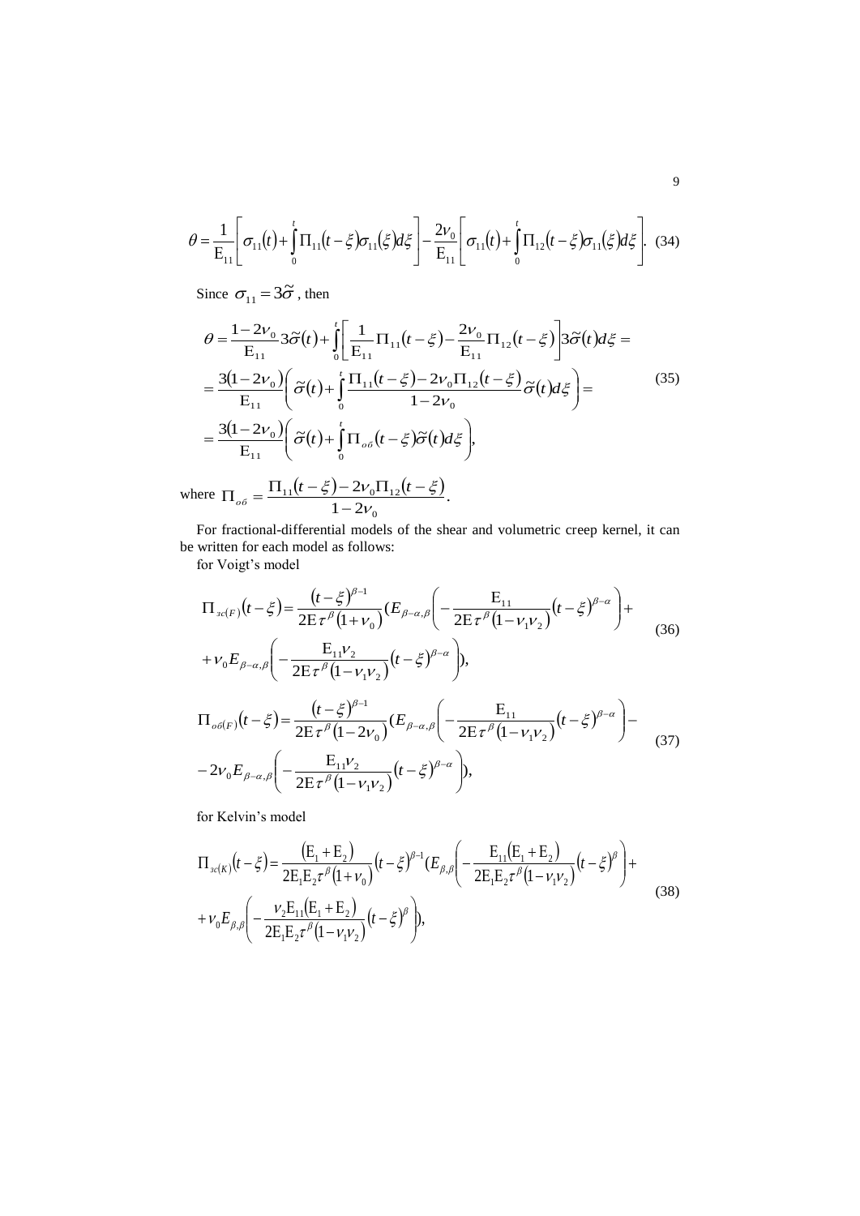$$\theta = \frac{1}{\mathrm{E}_{11}}\left[\sigma_{11}(t) + \int_0^t \Pi_{11}(t-\xi)\sigma_{11}(\xi)d\xi\right] - \frac{2\nu_0}{\mathrm{E}_{11}}\left[\sigma_{11}(t) + \int_0^t \Pi_{12}(t-\xi)\sigma_{11}(\xi)d\xi\right]. \quad (34)$$

Since $\sigma_{11} = 3\widetilde{\sigma}$ , then

$$\begin{aligned}
\theta &= \frac{1-2\nu_0}{\mathrm{E}_{11}} 3\widetilde{\sigma}(t) + \int_0^t \left[\frac{1}{\mathrm{E}_{11}}\Pi_{11}(t-\xi) - \frac{2\nu_0}{\mathrm{E}_{11}}\Pi_{12}(t-\xi)\right] 3\widetilde{\sigma}(t)d\xi = \\
&= \frac{3(1-2\nu_0)}{\mathrm{E}_{11}}\left(\widetilde{\sigma}(t) + \int_0^t \frac{\Pi_{11}(t-\xi) - 2\nu_0\Pi_{12}(t-\xi)}{1-2\nu_0}\widetilde{\sigma}(t)d\xi\right) = \\
&= \frac{3(1-2\nu_0)}{\mathrm{E}_{11}}\left(\widetilde{\sigma}(t) + \int_0^t \Pi_{o\delta}(t-\xi)\widetilde{\sigma}(t)d\xi\right),
\end{aligned} \quad (35)$$

where $\Pi_{o\delta} = \dfrac{\Pi_{11}(t-\xi) - 2\nu_0\Pi_{12}(t-\xi)}{1-2\nu_0}$.

For fractional-differential models of the shear and volumetric creep kernel, it can be written for each model as follows:

for Voigt's model

$$\begin{aligned}
\Pi_{\mathit{зс}(F)}(t-\xi) &= \frac{(t-\xi)^{\beta-1}}{2\mathrm{E}\tau^{\beta}(1+\nu_0)}\Bigg(E_{\beta-\alpha,\beta}\left(-\frac{\mathrm{E}_{11}}{2\mathrm{E}\tau^{\beta}(1-\nu_1\nu_2)}(t-\xi)^{\beta-\alpha}\right) + \\
&+ \nu_0 E_{\beta-\alpha,\beta}\left(-\frac{\mathrm{E}_{11}\nu_2}{2\mathrm{E}\tau^{\beta}(1-\nu_1\nu_2)}(t-\xi)^{\beta-\alpha}\right)\Bigg),
\end{aligned} \quad (36)$$

$$\begin{aligned}
\Pi_{o\delta(F)}(t-\xi) &= \frac{(t-\xi)^{\beta-1}}{2\mathrm{E}\tau^{\beta}(1-2\nu_0)}\Bigg(E_{\beta-\alpha,\beta}\left(-\frac{\mathrm{E}_{11}}{2\mathrm{E}\tau^{\beta}(1-\nu_1\nu_2)}(t-\xi)^{\beta-\alpha}\right) - \\
&- 2\nu_0 E_{\beta-\alpha,\beta}\left(-\frac{\mathrm{E}_{11}\nu_2}{2\mathrm{E}\tau^{\beta}(1-\nu_1\nu_2)}(t-\xi)^{\beta-\alpha}\right)\Bigg),
\end{aligned} \quad (37)$$

for Kelvin's model

$$\begin{aligned}
\Pi_{\mathit{зс}(K)}(t-\xi) &= \frac{(\mathrm{E}_1+\mathrm{E}_2)}{2\mathrm{E}_1\mathrm{E}_2\tau^{\beta}(1+\nu_0)}(t-\xi)^{\beta-1}\Bigg(E_{\beta,\beta}\left(-\frac{\mathrm{E}_{11}(\mathrm{E}_1+\mathrm{E}_2)}{2\mathrm{E}_1\mathrm{E}_2\tau^{\beta}(1-\nu_1\nu_2)}(t-\xi)^{\beta}\right) + \\
&+ \nu_0 E_{\beta,\beta}\left(-\frac{\nu_2\mathrm{E}_{11}(\mathrm{E}_1+\mathrm{E}_2)}{2\mathrm{E}_1\mathrm{E}_2\tau^{\beta}(1-\nu_1\nu_2)}(t-\xi)^{\beta}\right)\Bigg),
\end{aligned} \quad (38)$$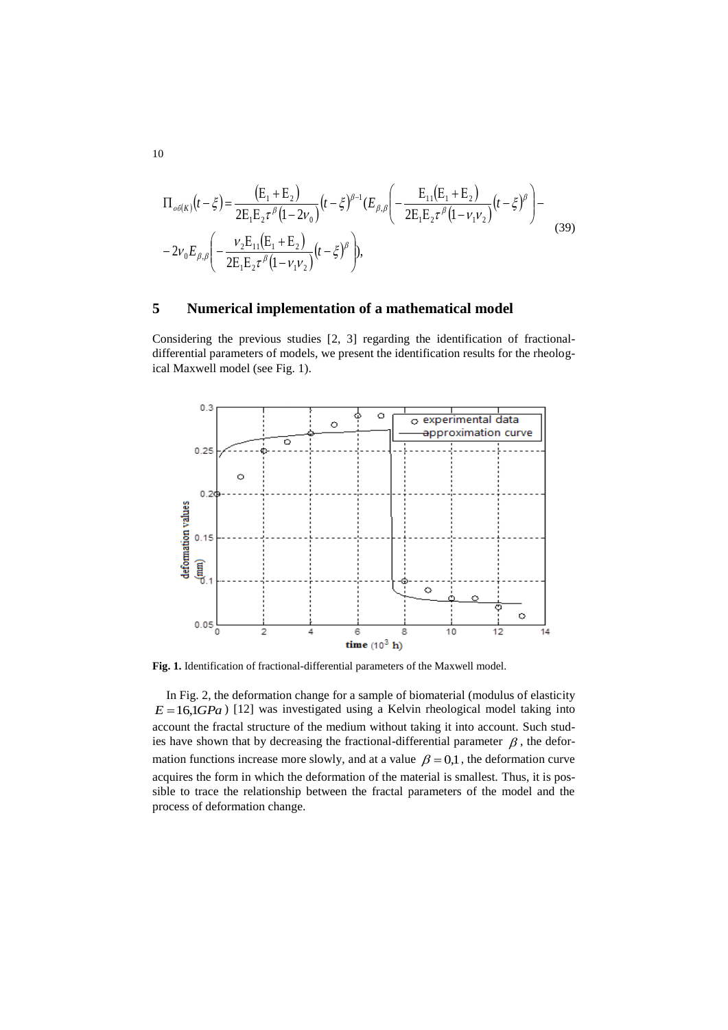$$\Pi_{\sigma\theta(K)}(t-\xi)=\frac{(\mathrm{E}_1+\mathrm{E}_2)}{2\mathrm{E}_1\mathrm{E}_2\tau^{\beta}(1-2\nu_0)}(t-\xi)^{\beta-1}\left(E_{\beta,\beta}\left(-\frac{\mathrm{E}_{11}(\mathrm{E}_1+\mathrm{E}_2)}{2\mathrm{E}_1\mathrm{E}_2\tau^{\beta}(1-\nu_1\nu_2)}(t-\xi)^{\beta}\right)-\right.$$
$$\left.-2\nu_0 E_{\beta,\beta}\left(-\frac{\nu_2\mathrm{E}_{11}(\mathrm{E}_1+\mathrm{E}_2)}{2\mathrm{E}_1\mathrm{E}_2\tau^{\beta}(1-\nu_1\nu_2)}(t-\xi)^{\beta}\right)\right), \tag{39}$$

## 5 Numerical implementation of a mathematical model

Considering the previous studies [2, 3] regarding the identification of fractional-differential parameters of models, we present the identification results for the rheological Maxwell model (see Fig. 1).

**Fig. 1.** Identification of fractional-differential parameters of the Maxwell model.

In Fig. 2, the deformation change for a sample of biomaterial (modulus of elasticity $E=16{,}1GPa$) [12] was investigated using a Kelvin rheological model taking into account the fractal structure of the medium without taking it into account. Such studies have shown that by decreasing the fractional-differential parameter $\beta$, the deformation functions increase more slowly, and at a value $\beta=0{,}1$, the deformation curve acquires the form in which the deformation of the material is smallest. Thus, it is possible to trace the relationship between the fractal parameters of the model and the process of deformation change.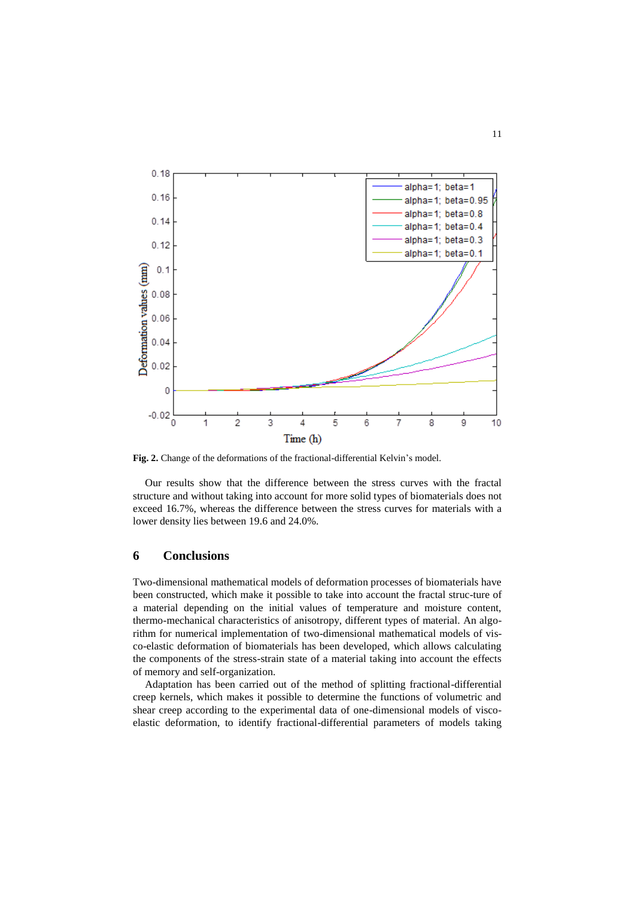**Fig. 2.** Change of the deformations of the fractional-differential Kelvin's model.

Our results show that the difference between the stress curves with the fractal structure and without taking into account for more solid types of biomaterials does not exceed 16.7%, whereas the difference between the stress curves for materials with a lower density lies between 19.6 and 24.0%.

## 6 Conclusions

Two-dimensional mathematical models of deformation processes of biomaterials have been constructed, which make it possible to take into account the fractal struc-ture of a material depending on the initial values of temperature and moisture content, thermo-mechanical characteristics of anisotropy, different types of material. An algorithm for numerical implementation of two-dimensional mathematical models of visco-elastic deformation of biomaterials has been developed, which allows calculating the components of the stress-strain state of a material taking into account the effects of memory and self-organization.

Adaptation has been carried out of the method of splitting fractional-differential creep kernels, which makes it possible to determine the functions of volumetric and shear creep according to the experimental data of one-dimensional models of visco-elastic deformation, to identify fractional-differential parameters of models taking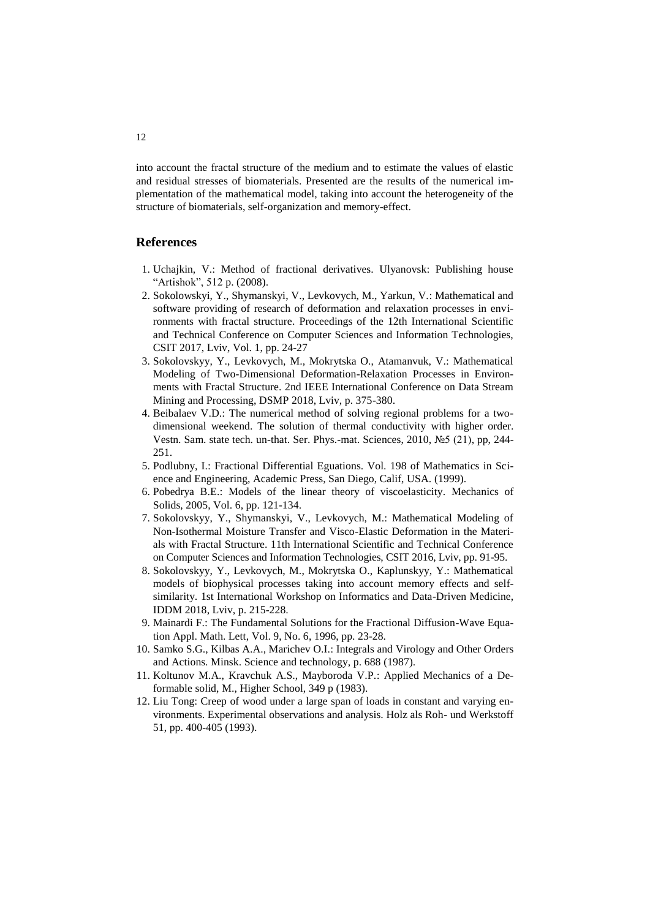into account the fractal structure of the medium and to estimate the values of elastic and residual stresses of biomaterials. Presented are the results of the numerical implementation of the mathematical model, taking into account the heterogeneity of the structure of biomaterials, self-organization and memory-effect.

## References

1. Uchajkin, V.: Method of fractional derivatives. Ulyanovsk: Publishing house "Artishok", 512 p. (2008).
2. Sokolowskyi, Y., Shymanskyi, V., Levkovych, M., Yarkun, V.: Mathematical and software providing of research of deformation and relaxation processes in environments with fractal structure. Proceedings of the 12th International Scientific and Technical Conference on Computer Sciences and Information Technologies, CSIT 2017, Lviv, Vol. 1, pp. 24-27
3. Sokolovskyy, Y., Levkovych, M., Mokrytska O., Atamanvuk, V.: Mathematical Modeling of Two-Dimensional Deformation-Relaxation Processes in Environments with Fractal Structure. 2nd IEEE International Conference on Data Stream Mining and Processing, DSMP 2018, Lviv, p. 375-380.
4. Beibalaev V.D.: The numerical method of solving regional problems for a two-dimensional weekend. The solution of thermal conductivity with higher order. Vestn. Sam. state tech. un-that. Ser. Phys.-mat. Sciences, 2010, №5 (21), pp, 244-251.
5. Podlubny, I.: Fractional Differential Eguations. Vol. 198 of Mathematics in Science and Engineering, Academic Press, San Diego, Calif, USA. (1999).
6. Pobedrya B.E.: Models of the linear theory of viscoelasticity. Mechanics of Solids, 2005, Vol. 6, pp. 121-134.
7. Sokolovskyy, Y., Shymanskyi, V., Levkovych, M.: Mathematical Modeling of Non-Isothermal Moisture Transfer and Visco-Elastic Deformation in the Materials with Fractal Structure. 11th International Scientific and Technical Conference on Computer Sciences and Information Technologies, CSIT 2016, Lviv, pp. 91-95.
8. Sokolovskyy, Y., Levkovych, M., Mokrytska O., Kaplunskyy, Y.: Mathematical models of biophysical processes taking into account memory effects and self-similarity. 1st International Workshop on Informatics and Data-Driven Medicine, IDDM 2018, Lviv, p. 215-228.
9. Mainardi F.: The Fundamental Solutions for the Fractional Diffusion-Wave Equation Appl. Math. Lett, Vol. 9, No. 6, 1996, pp. 23-28.
10. Samko S.G., Kilbas A.A., Marichev O.I.: Integrals and Virology and Other Orders and Actions. Minsk. Science and technology, p. 688 (1987).
11. Koltunov M.A., Kravchuk A.S., Mayboroda V.P.: Applied Mechanics of a Deformable solid, M., Higher School, 349 p (1983).
12. Liu Tong: Creep of wood under a large span of loads in constant and varying environments. Experimental observations and analysis. Holz als Roh- und Werkstoff 51, pp. 400-405 (1993).